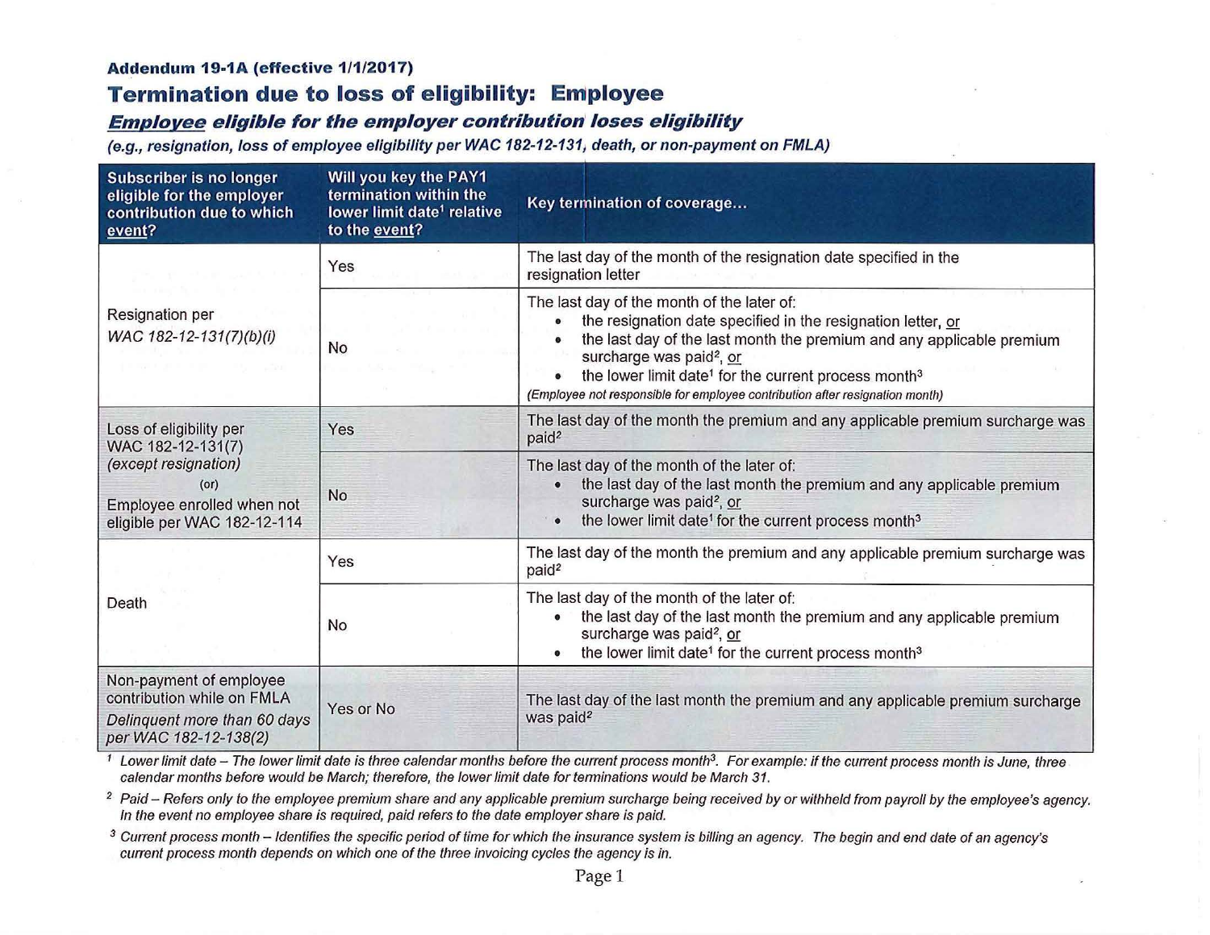**Addendum 19-1A (effective 1/1/2017)**

# Termination due to loss of eligibility: Employee

## *Employee eligible for the employer contribution loses eligibility*

***(e.g., resignation, loss of employee eligibility per WAC 182-12-131, death, or non-payment on FMLA)***

| Subscriber is no longer eligible for the employer contribution due to which event? | Will you key the PAY1 termination within the lower limit date[1] relative to the event? | Key termination of coverage... |
|---|---|---|
| Resignation per *WAC 182-12-131(7)(b)(i)* | Yes | The last day of the month of the resignation date specified in the resignation letter |
| | No | The last day of the month of the later of: <br>• the resignation date specified in the resignation letter, or <br>• the last day of the last month the premium and any applicable premium surcharge was paid[2], or <br>• the lower limit date[1] for the current process month[3] <br>*(Employee not responsible for employee contribution after resignation month)* |
| Loss of eligibility per WAC 182-12-131(7) *(except resignation)* (or) Employee enrolled when not eligible per WAC 182-12-114 | Yes | The last day of the month the premium and any applicable premium surcharge was paid[2] |
| | No | The last day of the month of the later of: <br>• the last day of the last month the premium and any applicable premium surcharge was paid[2], or <br>• the lower limit date[1] for the current process month[3] |
| Death | Yes | The last day of the month the premium and any applicable premium surcharge was paid[2] |
| | No | The last day of the month of the later of: <br>• the last day of the last month the premium and any applicable premium surcharge was paid[2], or <br>• the lower limit date[1] for the current process month[3] |
| Non-payment of employee contribution while on FMLA *Delinquent more than 60 days per WAC 182-12-138(2)* | Yes or No | The last day of the last month the premium and any applicable premium surcharge was paid[2] |

[1] *Lower limit date – The lower limit date is three calendar months before the current process month[3]. For example: if the current process month is June, three calendar months before would be March; therefore, the lower limit date for terminations would be March 31.*

[2] *Paid – Refers only to the employee premium share and any applicable premium surcharge being received by or withheld from payroll by the employee's agency. In the event no employee share is required, paid refers to the date employer share is paid.*

[3] *Current process month – Identifies the specific period of time for which the insurance system is billing an agency. The begin and end date of an agency's current process month depends on which one of the three invoicing cycles the agency is in.*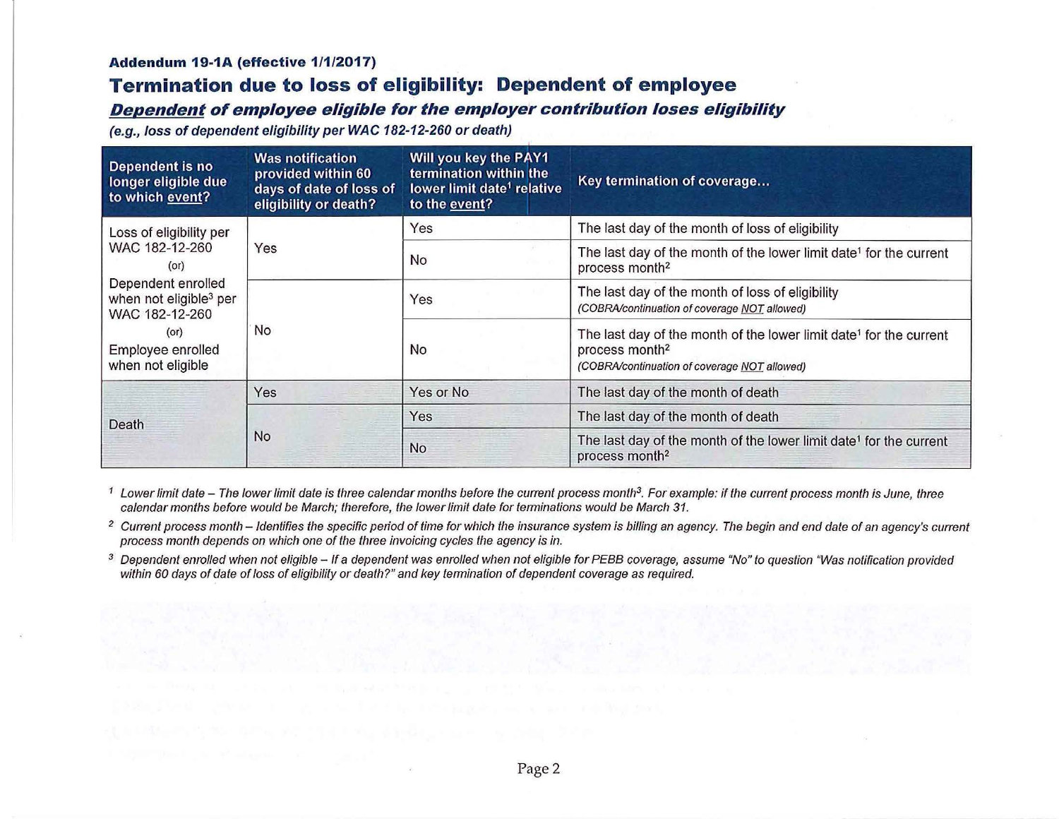**Addendum 19-1A (effective 1/1/2017)**

## Termination due to loss of eligibility: Dependent of employee

### ***Dependent* of employee eligible for the employer contribution loses eligibility**

***(e.g., loss of dependent eligibility per WAC 182-12-260 or death)***

| Dependent is no longer eligible due to which event? | Was notification provided within 60 days of date of loss of eligibility or death? | Will you key the PAY1 termination within the lower limit date[1] relative to the event? | Key termination of coverage... |
|---|---|---|---|
| Loss of eligibility per WAC 182-12-260 (or) Dependent enrolled when not eligible[3] per WAC 182-12-260 (or) Employee enrolled when not eligible | Yes | Yes | The last day of the month of loss of eligibility |
| | | No | The last day of the month of the lower limit date[1] for the current process month[2] |
| | No | Yes | The last day of the month of loss of eligibility *(COBRA/continuation of coverage NOT allowed)* |
| | | No | The last day of the month of the lower limit date[1] for the current process month[2] *(COBRA/continuation of coverage NOT allowed)* |
| Death | Yes | Yes or No | The last day of the month of death |
| | No | Yes | The last day of the month of death |
| | | No | The last day of the month of the lower limit date[1] for the current process month[2] |

[1] *Lower limit date – The lower limit date is three calendar months before the current process month[3]. For example: if the current process month is June, three calendar months before would be March; therefore, the lower limit date for terminations would be March 31.*

[2] *Current process month – Identifies the specific period of time for which the insurance system is billing an agency. The begin and end date of an agency's current process month depends on which one of the three invoicing cycles the agency is in.*

[3] *Dependent enrolled when not eligible – If a dependent was enrolled when not eligible for PEBB coverage, assume "No" to question "Was notification provided within 60 days of date of loss of eligibility or death?" and key termination of dependent coverage as required.*